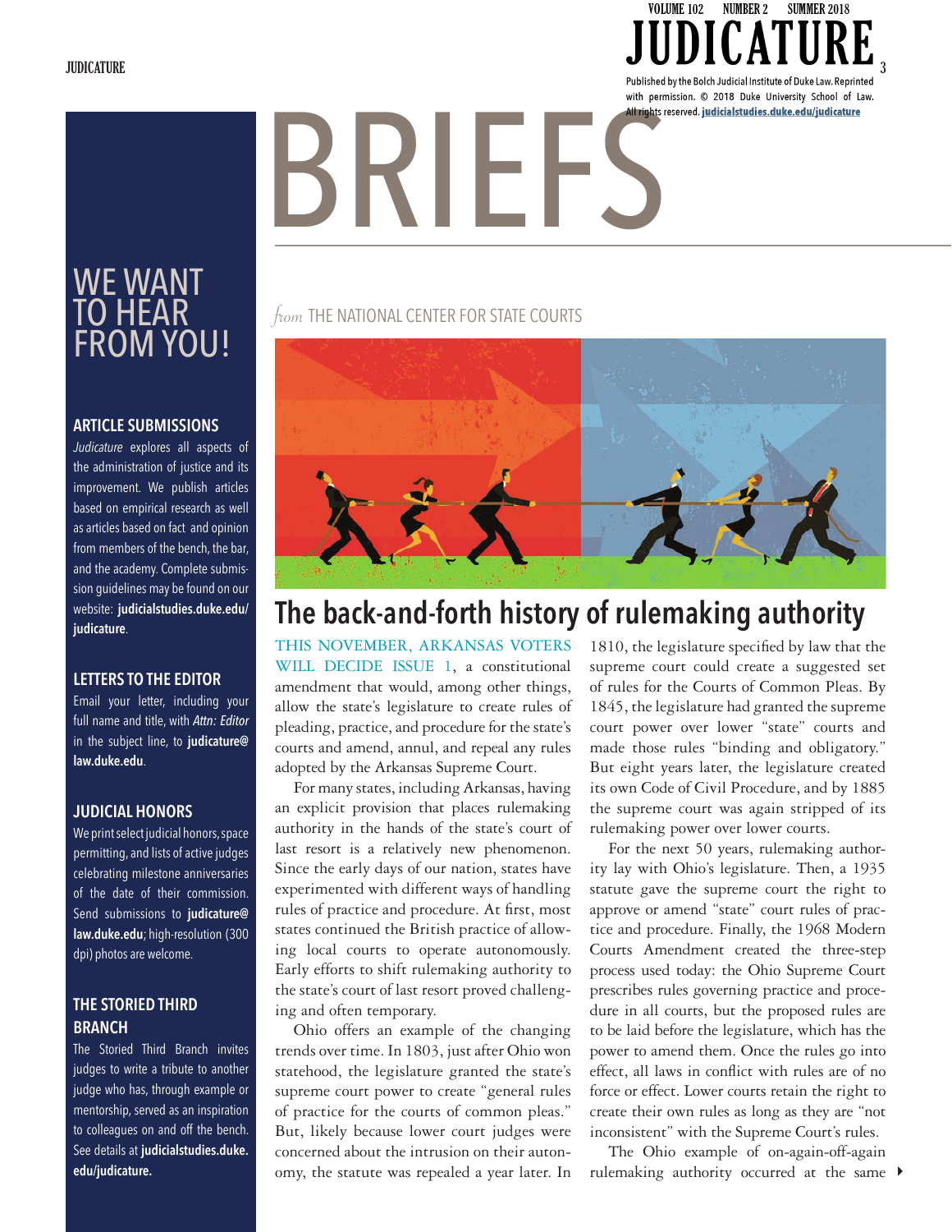Published by the Bolch Judicial Institute of Duke Law. Reprinted with permission. © 2018 Duke University School of Law. All rights reserved. judicialstudies.duke.edu/judicature

# BRIEFS

## WE WANT TO HEAR FROM YOU!

### ARTICLE SUBMISSIONS

*Judicature* explores all aspects of the administration of justice and its improvement. We publish articles based on empirical research as well as articles based on fact and opinion from members of the bench, the bar, and the academy. Complete submission guidelines may be found on our website: **judicialstudies.duke.edu/judicature**.

### LETTERS TO THE EDITOR

Email your letter, including your full name and title, with *Attn: Editor* in the subject line, to **judicature@law.duke.edu**.

### JUDICIAL HONORS

We print select judicial honors, space permitting, and lists of active judges celebrating milestone anniversaries of the date of their commission. Send submissions to **judicature@law.duke.edu**; high-resolution (300 dpi) photos are welcome.

### THE STORIED THIRD BRANCH

The Storied Third Branch invites judges to write a tribute to another judge who has, through example or mentorship, served as an inspiration to colleagues on and off the bench. See details at **judicialstudies.duke.edu/judicature.**

*from* THE NATIONAL CENTER FOR STATE COURTS

## The back-and-forth history of rulemaking authority

THIS NOVEMBER, ARKANSAS VOTERS WILL DECIDE ISSUE 1, a constitutional amendment that would, among other things, allow the state's legislature to create rules of pleading, practice, and procedure for the state's courts and amend, annul, and repeal any rules adopted by the Arkansas Supreme Court.

For many states, including Arkansas, having an explicit provision that places rulemaking authority in the hands of the state's court of last resort is a relatively new phenomenon. Since the early days of our nation, states have experimented with different ways of handling rules of practice and procedure. At first, most states continued the British practice of allowing local courts to operate autonomously. Early efforts to shift rulemaking authority to the state's court of last resort proved challenging and often temporary.

Ohio offers an example of the changing trends over time. In 1803, just after Ohio won statehood, the legislature granted the state's supreme court power to create "general rules of practice for the courts of common pleas." But, likely because lower court judges were concerned about the intrusion on their autonomy, the statute was repealed a year later. In 1810, the legislature specified by law that the supreme court could create a suggested set of rules for the Courts of Common Pleas. By 1845, the legislature had granted the supreme court power over lower "state" courts and made those rules "binding and obligatory." But eight years later, the legislature created its own Code of Civil Procedure, and by 1885 the supreme court was again stripped of its rulemaking power over lower courts.

For the next 50 years, rulemaking authority lay with Ohio's legislature. Then, a 1935 statute gave the supreme court the right to approve or amend "state" court rules of practice and procedure. Finally, the 1968 Modern Courts Amendment created the three-step process used today: the Ohio Supreme Court prescribes rules governing practice and procedure in all courts, but the proposed rules are to be laid before the legislature, which has the power to amend them. Once the rules go into effect, all laws in conflict with rules are of no force or effect. Lower courts retain the right to create their own rules as long as they are "not inconsistent" with the Supreme Court's rules.

The Ohio example of on-again-off-again rulemaking authority occurred at the same ▸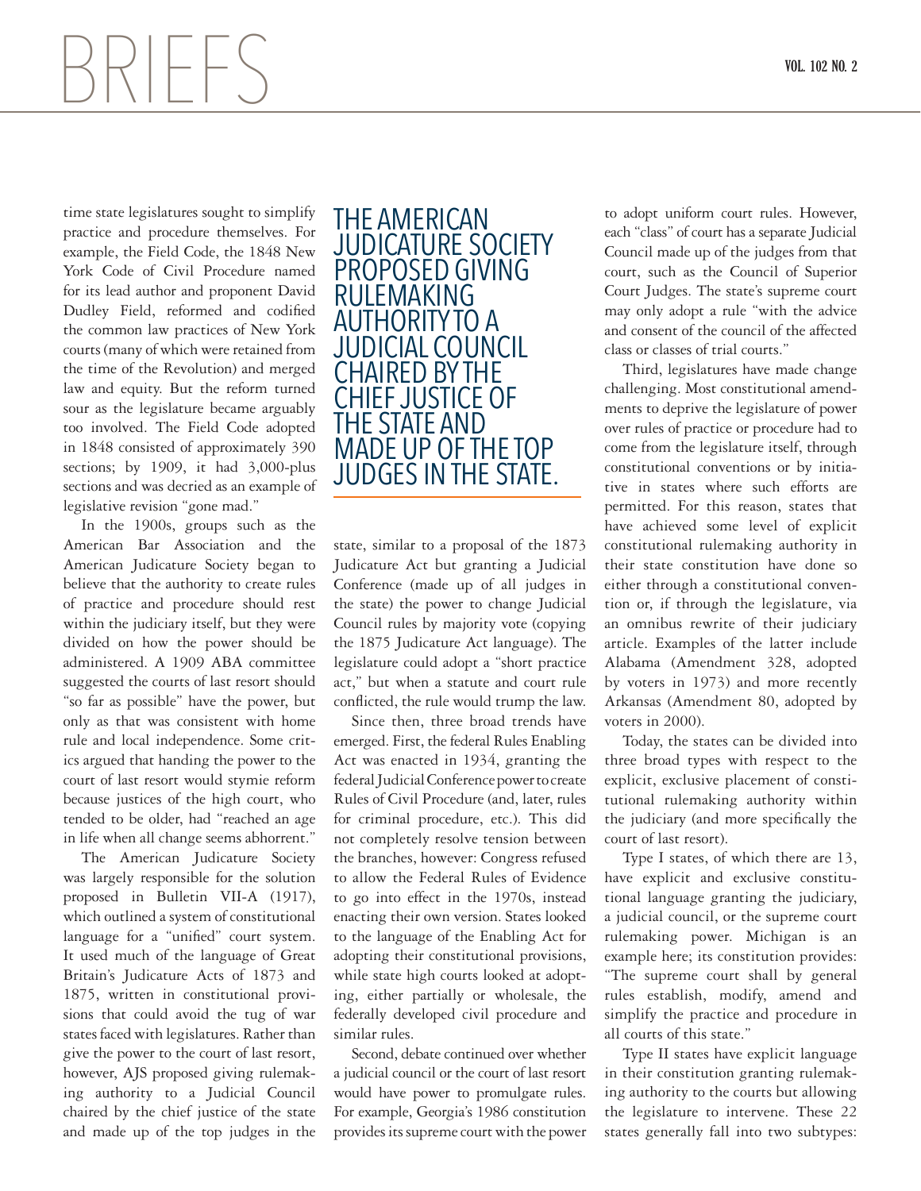time state legislatures sought to simplify practice and procedure themselves. For example, the Field Code, the 1848 New York Code of Civil Procedure named for its lead author and proponent David Dudley Field, reformed and codified the common law practices of New York courts (many of which were retained from the time of the Revolution) and merged law and equity. But the reform turned sour as the legislature became arguably too involved. The Field Code adopted in 1848 consisted of approximately 390 sections; by 1909, it had 3,000-plus sections and was decried as an example of legislative revision "gone mad."

In the 1900s, groups such as the American Bar Association and the American Judicature Society began to believe that the authority to create rules of practice and procedure should rest within the judiciary itself, but they were divided on how the power should be administered. A 1909 ABA committee suggested the courts of last resort should "so far as possible" have the power, but only as that was consistent with home rule and local independence. Some critics argued that handing the power to the court of last resort would stymie reform because justices of the high court, who tended to be older, had "reached an age in life when all change seems abhorrent."

The American Judicature Society was largely responsible for the solution proposed in Bulletin VII-A (1917), which outlined a system of constitutional language for a "unified" court system. It used much of the language of Great Britain's Judicature Acts of 1873 and 1875, written in constitutional provisions that could avoid the tug of war states faced with legislatures. Rather than give the power to the court of last resort, however, AJS proposed giving rulemaking authority to a Judicial Council chaired by the chief justice of the state and made up of the top judges in the state, similar to a proposal of the 1873 Judicature Act but granting a Judicial Conference (made up of all judges in the state) the power to change Judicial Council rules by majority vote (copying the 1875 Judicature Act language). The legislature could adopt a "short practice act," but when a statute and court rule conflicted, the rule would trump the law.

> THE AMERICAN JUDICATURE SOCIETY PROPOSED GIVING RULEMAKING AUTHORITY TO A JUDICIAL COUNCIL CHAIRED BY THE CHIEF JUSTICE OF THE STATE AND MADE UP OF THE TOP JUDGES IN THE STATE.

Since then, three broad trends have emerged. First, the federal Rules Enabling Act was enacted in 1934, granting the federal Judicial Conference power to create Rules of Civil Procedure (and, later, rules for criminal procedure, etc.). This did not completely resolve tension between the branches, however: Congress refused to allow the Federal Rules of Evidence to go into effect in the 1970s, instead enacting their own version. States looked to the language of the Enabling Act for adopting their constitutional provisions, while state high courts looked at adopting, either partially or wholesale, the federally developed civil procedure and similar rules.

Second, debate continued over whether a judicial council or the court of last resort would have power to promulgate rules. For example, Georgia's 1986 constitution provides its supreme court with the power to adopt uniform court rules. However, each "class" of court has a separate Judicial Council made up of the judges from that court, such as the Council of Superior Court Judges. The state's supreme court may only adopt a rule "with the advice and consent of the council of the affected class or classes of trial courts."

Third, legislatures have made change challenging. Most constitutional amendments to deprive the legislature of power over rules of practice or procedure had to come from the legislature itself, through constitutional conventions or by initiative in states where such efforts are permitted. For this reason, states that have achieved some level of explicit constitutional rulemaking authority in their state constitution have done so either through a constitutional convention or, if through the legislature, via an omnibus rewrite of their judiciary article. Examples of the latter include Alabama (Amendment 328, adopted by voters in 1973) and more recently Arkansas (Amendment 80, adopted by voters in 2000).

Today, the states can be divided into three broad types with respect to the explicit, exclusive placement of constitutional rulemaking authority within the judiciary (and more specifically the court of last resort).

Type I states, of which there are 13, have explicit and exclusive constitutional language granting the judiciary, a judicial council, or the supreme court rulemaking power. Michigan is an example here; its constitution provides: "The supreme court shall by general rules establish, modify, amend and simplify the practice and procedure in all courts of this state."

Type II states have explicit language in their constitution granting rulemaking authority to the courts but allowing the legislature to intervene. These 22 states generally fall into two subtypes: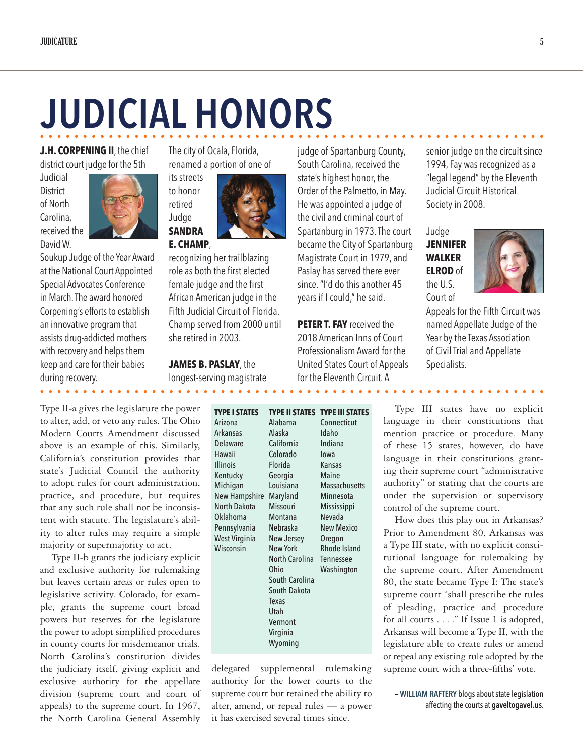# JUDICIAL HONORS

**J.H. CORPENING II**, the chief district court judge for the 5th Judicial District of North Carolina, received the David W. Soukup Judge of the Year Award at the National Court Appointed Special Advocates Conference in March. The award honored Corpening's efforts to establish an innovative program that assists drug-addicted mothers with recovery and helps them keep and care for their babies during recovery.

The city of Ocala, Florida, renamed a portion of one of its streets to honor retired Judge **SANDRA E. CHAMP**, recognizing her trailblazing role as both the first elected female judge and the first African American judge in the Fifth Judicial Circuit of Florida. Champ served from 2000 until she retired in 2003.

**JAMES B. PASLAY**, the longest-serving magistrate judge of Spartanburg County, South Carolina, received the state's highest honor, the Order of the Palmetto, in May. He was appointed a judge of the civil and criminal court of Spartanburg in 1973. The court became the City of Spartanburg Magistrate Court in 1979, and Paslay has served there ever since. "I'd do this another 45 years if I could," he said.

**PETER T. FAY** received the 2018 American Inns of Court Professionalism Award for the United States Court of Appeals for the Eleventh Circuit. A senior judge on the circuit since 1994, Fay was recognized as a "legal legend" by the Eleventh Judicial Circuit Historical Society in 2008.

Judge **JENNIFER WALKER ELROD** of the U.S. Court of Appeals for the Fifth Circuit was named Appellate Judge of the Year by the Texas Association of Civil Trial and Appellate Specialists.

---

Type II-a gives the legislature the power to alter, add, or veto any rules. The Ohio Modern Courts Amendment discussed above is an example of this. Similarly, California's constitution provides that state's Judicial Council the authority to adopt rules for court administration, practice, and procedure, but requires that any such rule shall not be inconsistent with statute. The legislature's ability to alter rules may require a simple majority or supermajority to act.

Type II-b grants the judiciary explicit and exclusive authority for rulemaking but leaves certain areas or rules open to legislative activity. Colorado, for example, grants the supreme court broad powers but reserves for the legislature the power to adopt simplified procedures in county courts for misdemeanor trials. North Carolina's constitution divides the judiciary itself, giving explicit and exclusive authority for the appellate division (supreme court and court of appeals) to the supreme court. In 1967, the North Carolina General Assembly delegated supplemental rulemaking authority for the lower courts to the supreme court but retained the ability to alter, amend, or repeal rules — a power it has exercised several times since.

| TYPE I STATES | TYPE II STATES | TYPE III STATES |
|---|---|---|
| Arizona | Alabama | Connecticut |
| Arkansas | Alaska | Idaho |
| Delaware | California | Indiana |
| Hawaii | Colorado | Iowa |
| Illinois | Florida | Kansas |
| Kentucky | Georgia | Maine |
| Michigan | Louisiana | Massachusetts |
| New Hampshire | Maryland | Minnesota |
| North Dakota | Missouri | Mississippi |
| Oklahoma | Montana | Nevada |
| Pennsylvania | Nebraska | New Mexico |
| West Virginia | New Jersey | Oregon |
| Wisconsin | New York | Rhode Island |
| | North Carolina | Tennessee |
| | Ohio | Washington |
| | South Carolina | |
| | South Dakota | |
| | Texas | |
| | Utah | |
| | Vermont | |
| | Virginia | |
| | Wyoming | |

Type III states have no explicit language in their constitutions that mention practice or procedure. Many of these 15 states, however, do have language in their constitutions granting their supreme court "administrative authority" or stating that the courts are under the supervision or supervisory control of the supreme court.

How does this play out in Arkansas? Prior to Amendment 80, Arkansas was a Type III state, with no explicit constitutional language for rulemaking by the supreme court. After Amendment 80, the state became Type I: The state's supreme court "shall prescribe the rules of pleading, practice and procedure for all courts . . . ." If Issue 1 is adopted, Arkansas will become a Type II, with the legislature able to create rules or amend or repeal any existing rule adopted by the supreme court with a three-fifths' vote.

– **WILLIAM RAFTERY** blogs about state legislation affecting the courts at **gaveltogavel.us**.